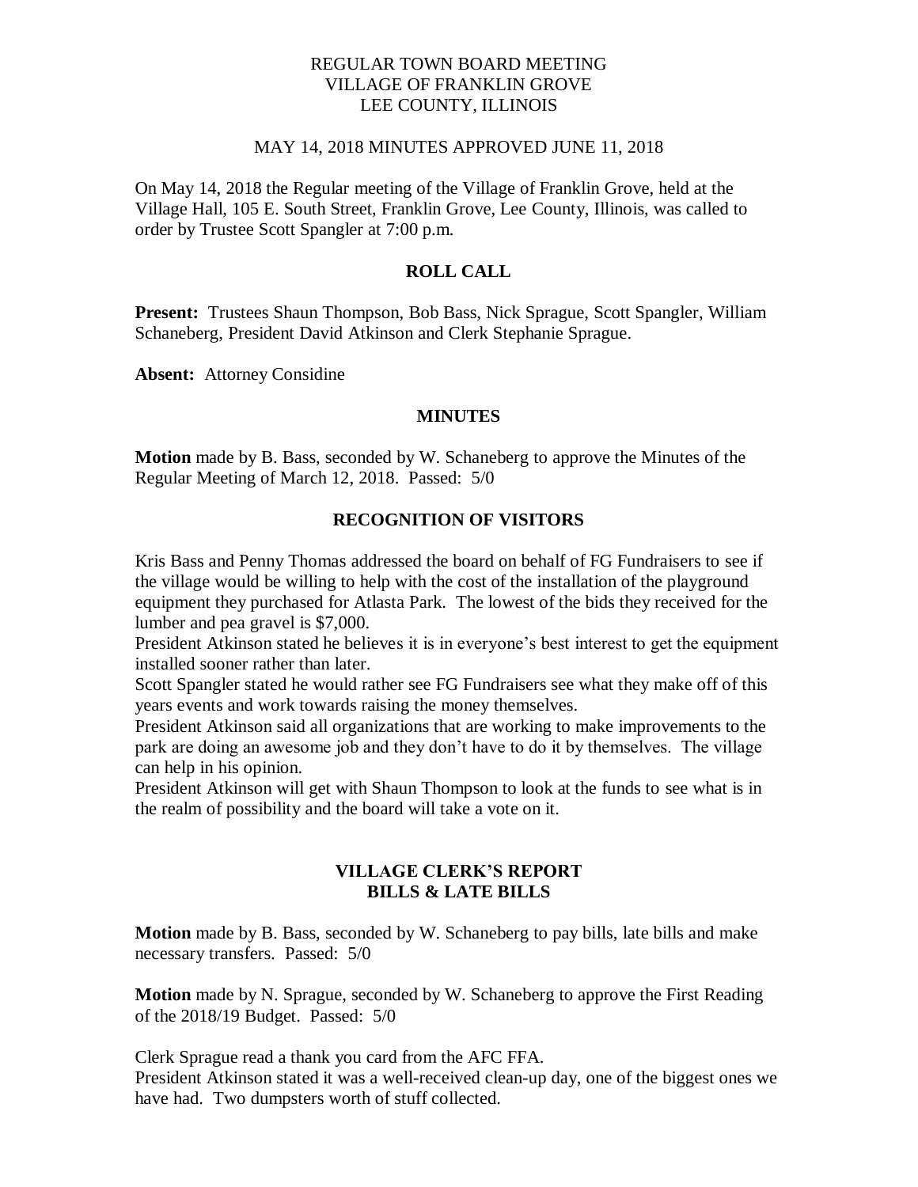# REGULAR TOWN BOARD MEETING
# VILLAGE OF FRANKLIN GROVE
# LEE COUNTY, ILLINOIS

MAY 14, 2018 MINUTES APPROVED JUNE 11, 2018

On May 14, 2018 the Regular meeting of the Village of Franklin Grove, held at the Village Hall, 105 E. South Street, Franklin Grove, Lee County, Illinois, was called to order by Trustee Scott Spangler at 7:00 p.m.

## ROLL CALL

**Present:** Trustees Shaun Thompson, Bob Bass, Nick Sprague, Scott Spangler, William Schaneberg, President David Atkinson and Clerk Stephanie Sprague.

**Absent:** Attorney Considine

## MINUTES

**Motion** made by B. Bass, seconded by W. Schaneberg to approve the Minutes of the Regular Meeting of March 12, 2018. Passed: 5/0

## RECOGNITION OF VISITORS

Kris Bass and Penny Thomas addressed the board on behalf of FG Fundraisers to see if the village would be willing to help with the cost of the installation of the playground equipment they purchased for Atlasta Park. The lowest of the bids they received for the lumber and pea gravel is $7,000.

President Atkinson stated he believes it is in everyone's best interest to get the equipment installed sooner rather than later.

Scott Spangler stated he would rather see FG Fundraisers see what they make off of this years events and work towards raising the money themselves.

President Atkinson said all organizations that are working to make improvements to the park are doing an awesome job and they don't have to do it by themselves. The village can help in his opinion.

President Atkinson will get with Shaun Thompson to look at the funds to see what is in the realm of possibility and the board will take a vote on it.

## VILLAGE CLERK'S REPORT
## BILLS & LATE BILLS

**Motion** made by B. Bass, seconded by W. Schaneberg to pay bills, late bills and make necessary transfers. Passed: 5/0

**Motion** made by N. Sprague, seconded by W. Schaneberg to approve the First Reading of the 2018/19 Budget. Passed: 5/0

Clerk Sprague read a thank you card from the AFC FFA.

President Atkinson stated it was a well-received clean-up day, one of the biggest ones we have had. Two dumpsters worth of stuff collected.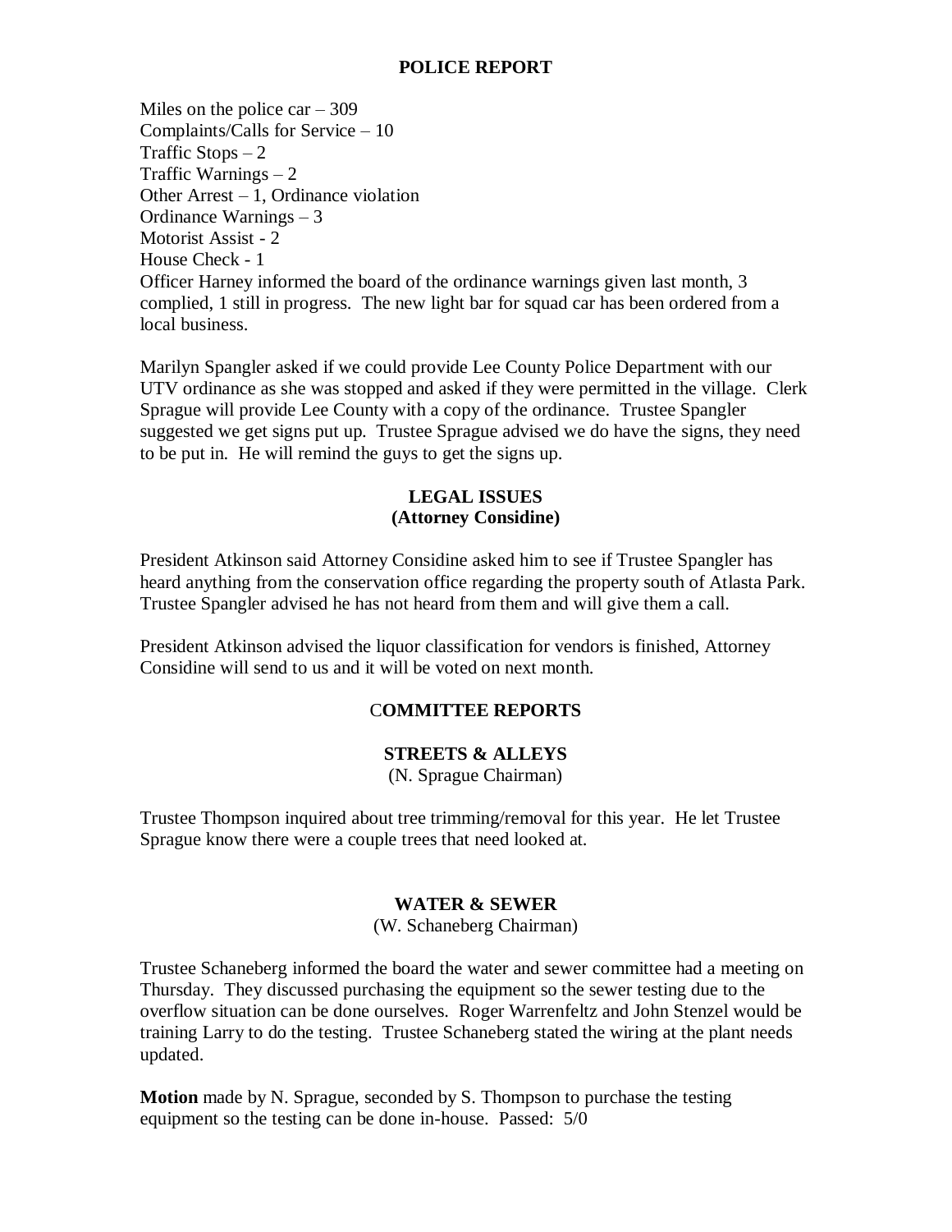## POLICE REPORT

Miles on the police car – 309
Complaints/Calls for Service – 10
Traffic Stops – 2
Traffic Warnings – 2
Other Arrest – 1, Ordinance violation
Ordinance Warnings – 3
Motorist Assist - 2
House Check - 1
Officer Harney informed the board of the ordinance warnings given last month, 3 complied, 1 still in progress. The new light bar for squad car has been ordered from a local business.

Marilyn Spangler asked if we could provide Lee County Police Department with our UTV ordinance as she was stopped and asked if they were permitted in the village. Clerk Sprague will provide Lee County with a copy of the ordinance. Trustee Spangler suggested we get signs put up. Trustee Sprague advised we do have the signs, they need to be put in. He will remind the guys to get the signs up.

## LEGAL ISSUES
**(Attorney Considine)**

President Atkinson said Attorney Considine asked him to see if Trustee Spangler has heard anything from the conservation office regarding the property south of Atlasta Park. Trustee Spangler advised he has not heard from them and will give them a call.

President Atkinson advised the liquor classification for vendors is finished, Attorney Considine will send to us and it will be voted on next month.

## COMMITTEE REPORTS

### STREETS & ALLEYS
(N. Sprague Chairman)

Trustee Thompson inquired about tree trimming/removal for this year. He let Trustee Sprague know there were a couple trees that need looked at.

### WATER & SEWER
(W. Schaneberg Chairman)

Trustee Schaneberg informed the board the water and sewer committee had a meeting on Thursday. They discussed purchasing the equipment so the sewer testing due to the overflow situation can be done ourselves. Roger Warrenfeltz and John Stenzel would be training Larry to do the testing. Trustee Schaneberg stated the wiring at the plant needs updated.

**Motion** made by N. Sprague, seconded by S. Thompson to purchase the testing equipment so the testing can be done in-house. Passed: 5/0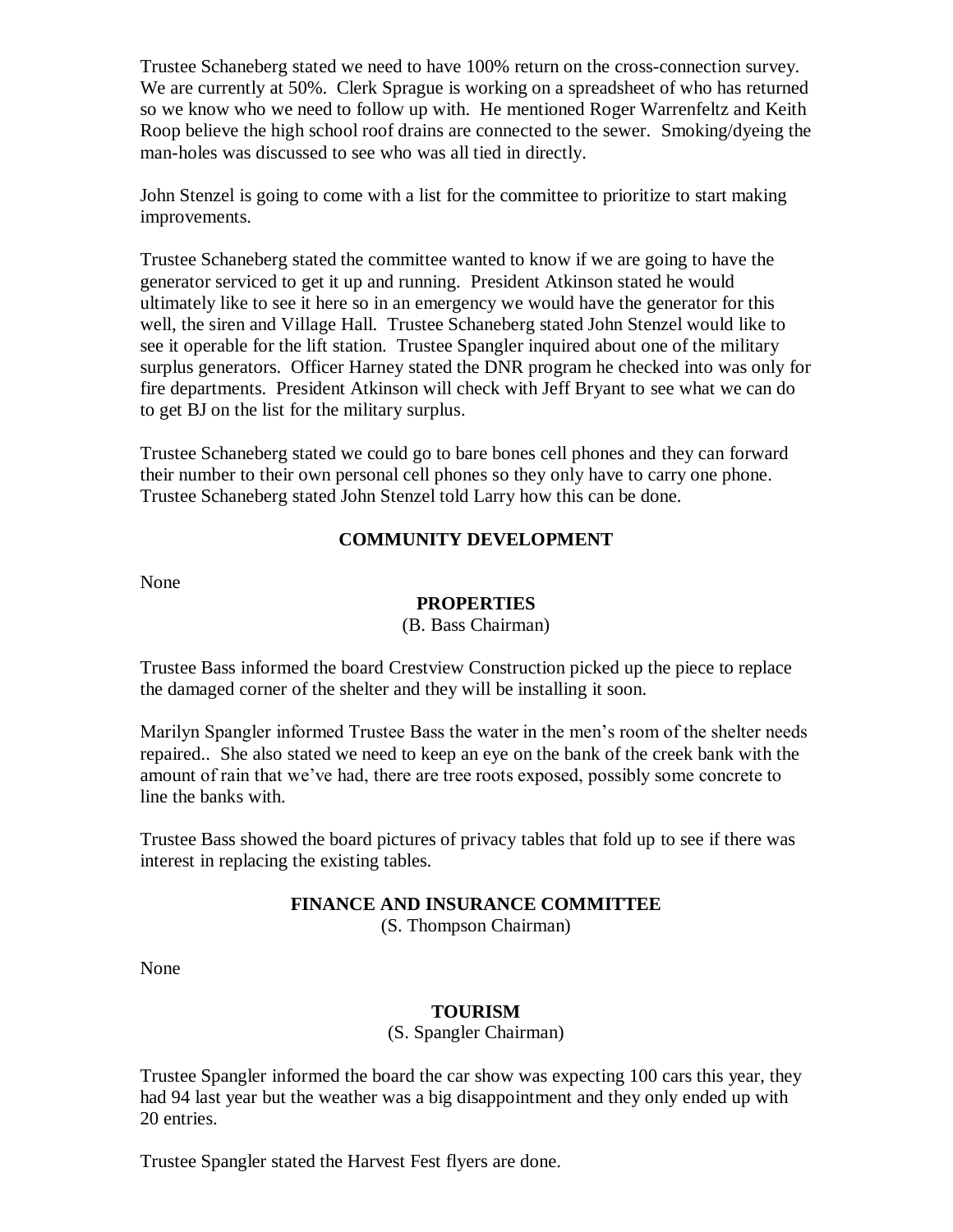Trustee Schaneberg stated we need to have 100% return on the cross-connection survey. We are currently at 50%. Clerk Sprague is working on a spreadsheet of who has returned so we know who we need to follow up with. He mentioned Roger Warrenfeltz and Keith Roop believe the high school roof drains are connected to the sewer. Smoking/dyeing the man-holes was discussed to see who was all tied in directly.

John Stenzel is going to come with a list for the committee to prioritize to start making improvements.

Trustee Schaneberg stated the committee wanted to know if we are going to have the generator serviced to get it up and running. President Atkinson stated he would ultimately like to see it here so in an emergency we would have the generator for this well, the siren and Village Hall. Trustee Schaneberg stated John Stenzel would like to see it operable for the lift station. Trustee Spangler inquired about one of the military surplus generators. Officer Harney stated the DNR program he checked into was only for fire departments. President Atkinson will check with Jeff Bryant to see what we can do to get BJ on the list for the military surplus.

Trustee Schaneberg stated we could go to bare bones cell phones and they can forward their number to their own personal cell phones so they only have to carry one phone. Trustee Schaneberg stated John Stenzel told Larry how this can be done.

## COMMUNITY DEVELOPMENT

None

## PROPERTIES

(B. Bass Chairman)

Trustee Bass informed the board Crestview Construction picked up the piece to replace the damaged corner of the shelter and they will be installing it soon.

Marilyn Spangler informed Trustee Bass the water in the men's room of the shelter needs repaired.. She also stated we need to keep an eye on the bank of the creek bank with the amount of rain that we've had, there are tree roots exposed, possibly some concrete to line the banks with.

Trustee Bass showed the board pictures of privacy tables that fold up to see if there was interest in replacing the existing tables.

## FINANCE AND INSURANCE COMMITTEE

(S. Thompson Chairman)

None

## TOURISM

(S. Spangler Chairman)

Trustee Spangler informed the board the car show was expecting 100 cars this year, they had 94 last year but the weather was a big disappointment and they only ended up with 20 entries.

Trustee Spangler stated the Harvest Fest flyers are done.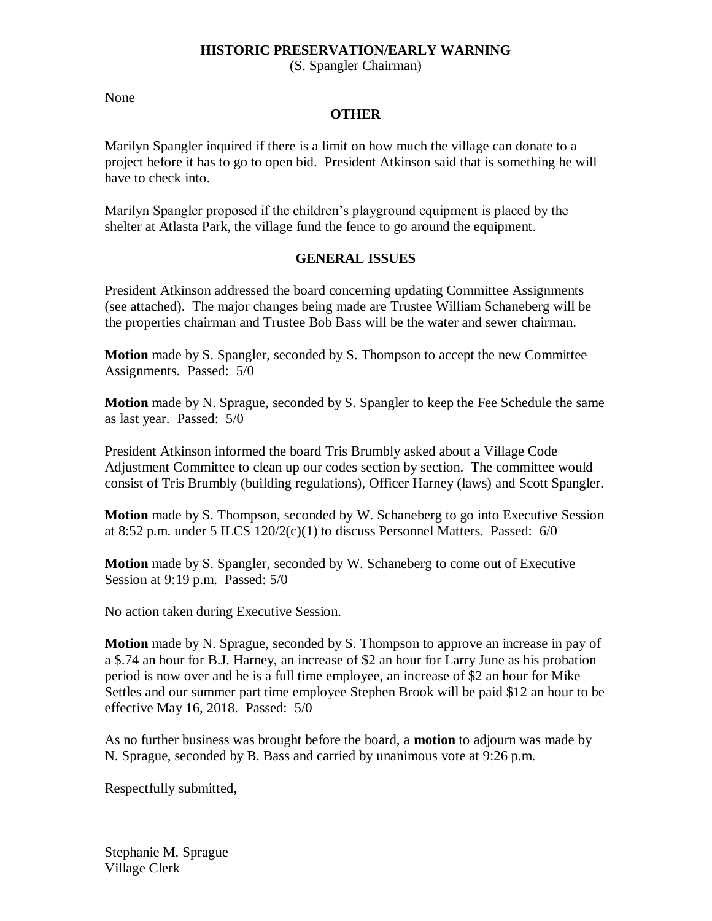## HISTORIC PRESERVATION/EARLY WARNING

(S. Spangler Chairman)

None

## OTHER

Marilyn Spangler inquired if there is a limit on how much the village can donate to a project before it has to go to open bid. President Atkinson said that is something he will have to check into.

Marilyn Spangler proposed if the children's playground equipment is placed by the shelter at Atlasta Park, the village fund the fence to go around the equipment.

## GENERAL ISSUES

President Atkinson addressed the board concerning updating Committee Assignments (see attached). The major changes being made are Trustee William Schaneberg will be the properties chairman and Trustee Bob Bass will be the water and sewer chairman.

**Motion** made by S. Spangler, seconded by S. Thompson to accept the new Committee Assignments. Passed: 5/0

**Motion** made by N. Sprague, seconded by S. Spangler to keep the Fee Schedule the same as last year. Passed: 5/0

President Atkinson informed the board Tris Brumbly asked about a Village Code Adjustment Committee to clean up our codes section by section. The committee would consist of Tris Brumbly (building regulations), Officer Harney (laws) and Scott Spangler.

**Motion** made by S. Thompson, seconded by W. Schaneberg to go into Executive Session at 8:52 p.m. under 5 ILCS 120/2(c)(1) to discuss Personnel Matters. Passed: 6/0

**Motion** made by S. Spangler, seconded by W. Schaneberg to come out of Executive Session at 9:19 p.m. Passed: 5/0

No action taken during Executive Session.

**Motion** made by N. Sprague, seconded by S. Thompson to approve an increase in pay of a $.74 an hour for B.J. Harney, an increase of $2 an hour for Larry June as his probation period is now over and he is a full time employee, an increase of $2 an hour for Mike Settles and our summer part time employee Stephen Brook will be paid $12 an hour to be effective May 16, 2018. Passed: 5/0

As no further business was brought before the board, a **motion** to adjourn was made by N. Sprague, seconded by B. Bass and carried by unanimous vote at 9:26 p.m.

Respectfully submitted,

Stephanie M. Sprague
Village Clerk